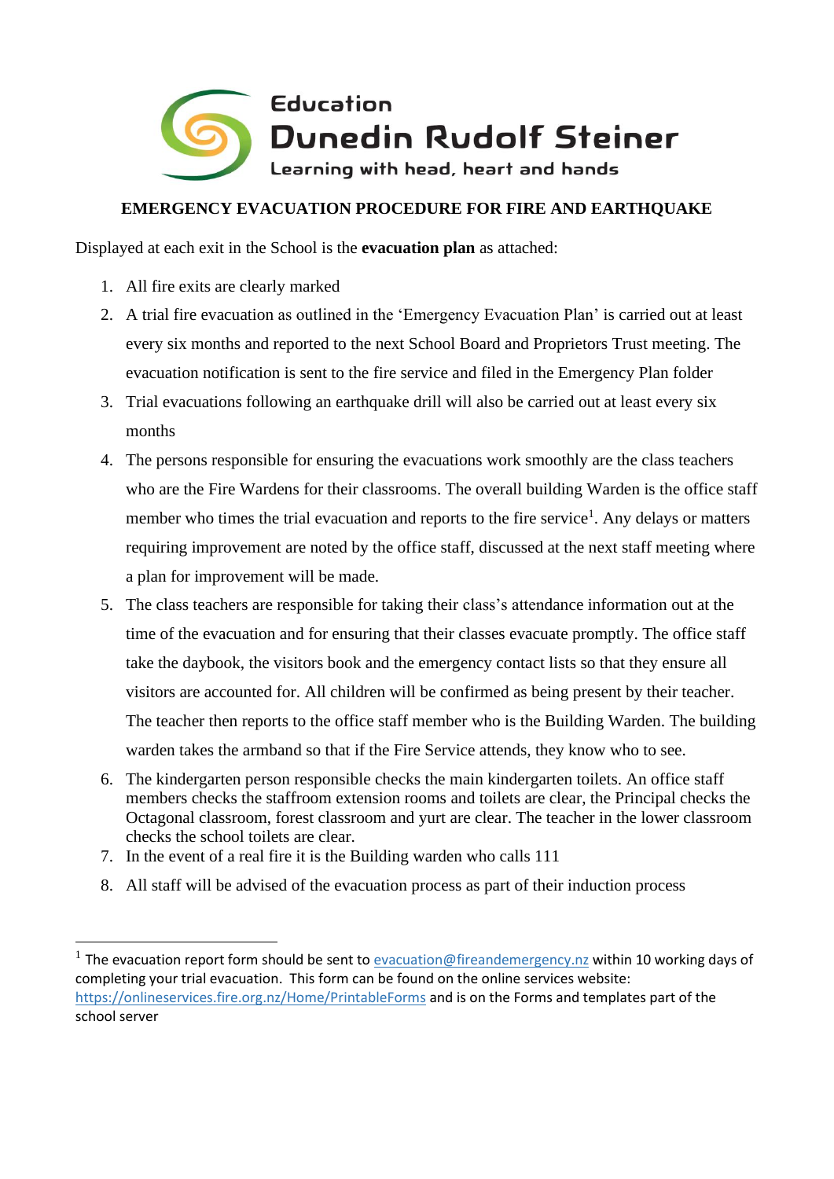Education
**Dunedin Rudolf Steiner**
Learning with head, heart and hands

## EMERGENCY EVACUATION PROCEDURE FOR FIRE AND EARTHQUAKE

Displayed at each exit in the School is the **evacuation plan** as attached:

1. All fire exits are clearly marked
2. A trial fire evacuation as outlined in the 'Emergency Evacuation Plan' is carried out at least every six months and reported to the next School Board and Proprietors Trust meeting. The evacuation notification is sent to the fire service and filed in the Emergency Plan folder
3. Trial evacuations following an earthquake drill will also be carried out at least every six months
4. The persons responsible for ensuring the evacuations work smoothly are the class teachers who are the Fire Wardens for their classrooms. The overall building Warden is the office staff member who times the trial evacuation and reports to the fire service[1]. Any delays or matters requiring improvement are noted by the office staff, discussed at the next staff meeting where a plan for improvement will be made.
5. The class teachers are responsible for taking their class's attendance information out at the time of the evacuation and for ensuring that their classes evacuate promptly. The office staff take the daybook, the visitors book and the emergency contact lists so that they ensure all visitors are accounted for. All children will be confirmed as being present by their teacher. The teacher then reports to the office staff member who is the Building Warden. The building warden takes the armband so that if the Fire Service attends, they know who to see.
6. The kindergarten person responsible checks the main kindergarten toilets. An office staff members checks the staffroom extension rooms and toilets are clear, the Principal checks the Octagonal classroom, forest classroom and yurt are clear. The teacher in the lower classroom checks the school toilets are clear.
7. In the event of a real fire it is the Building warden who calls 111
8. All staff will be advised of the evacuation process as part of their induction process

---

[1] The evacuation report form should be sent to evacuation@fireandemergency.nz within 10 working days of completing your trial evacuation. This form can be found on the online services website: https://onlineservices.fire.org.nz/Home/PrintableForms and is on the Forms and templates part of the school server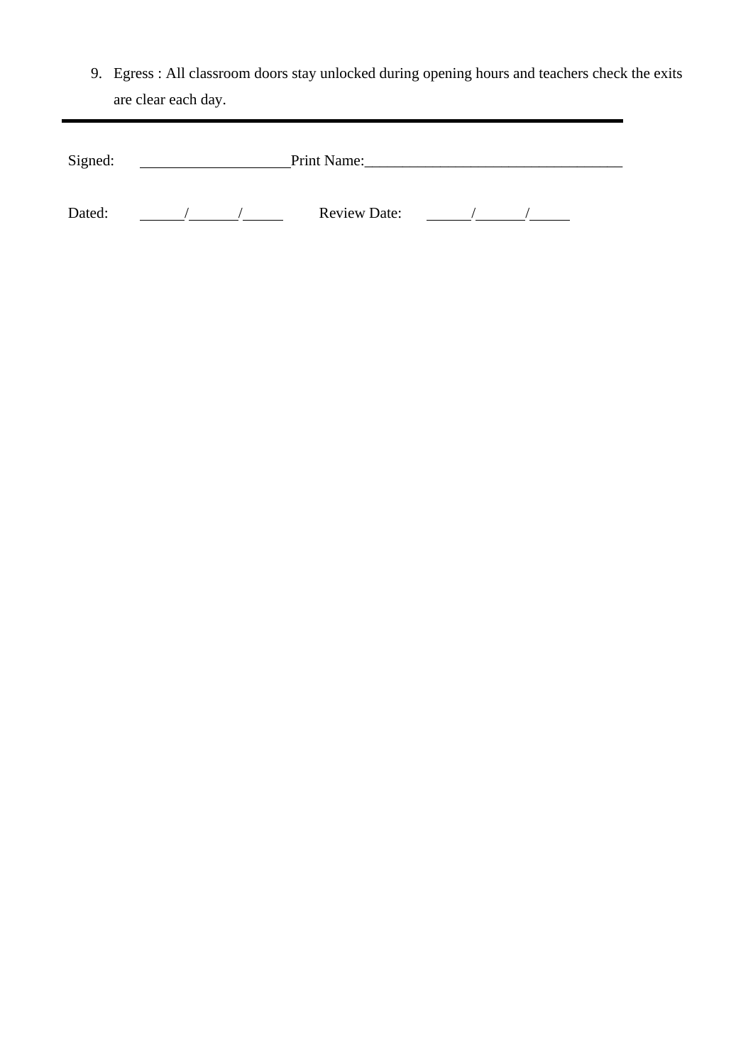9. Egress : All classroom doors stay unlocked during opening hours and teachers check the exits are clear each day.

---

Signed: ____________________ Print Name: __________________________________

Dated: ______/______/_____ Review Date: ______/______/_____